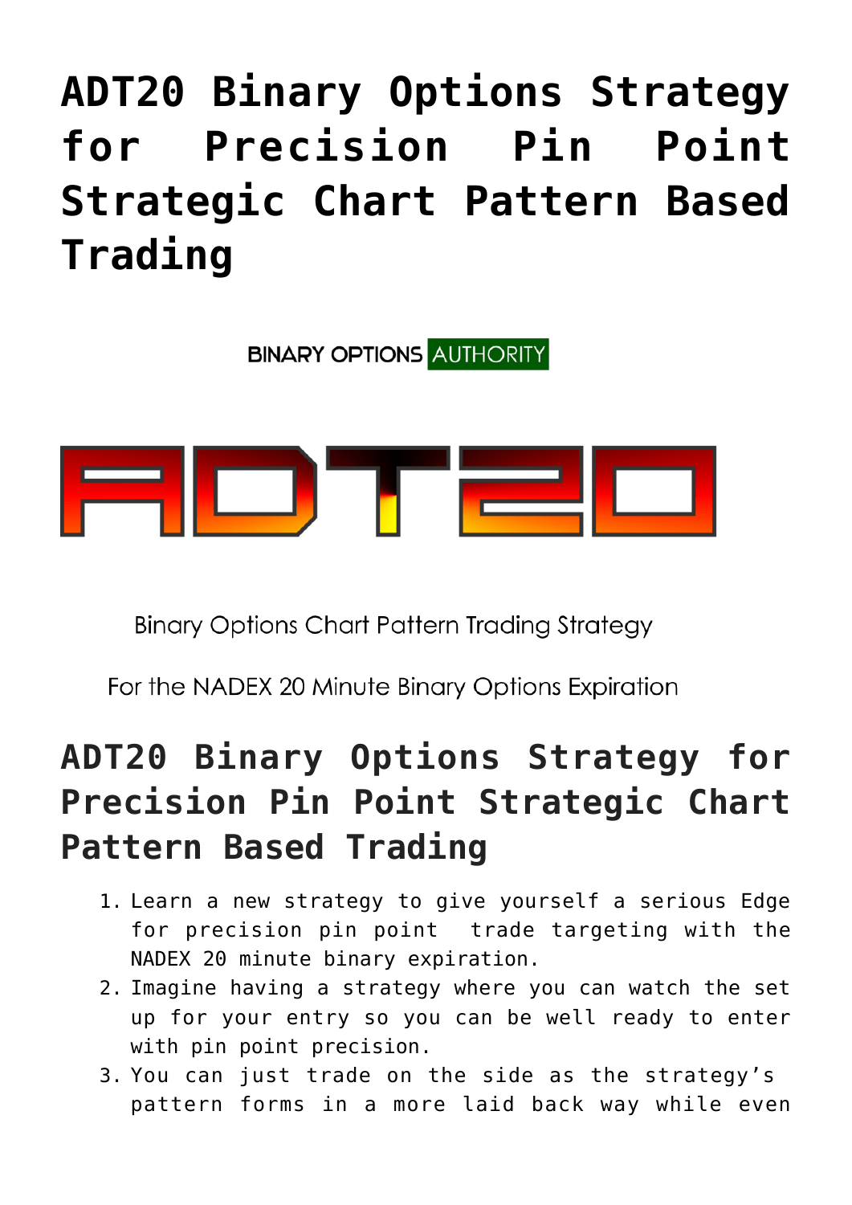# ADT20 Binary Options Strategy for Precision Pin Point Strategic Chart Pattern Based Trading

BINARY OPTIONS AUTHORITY

ADT20

Binary Options Chart Pattern Trading Strategy

For the NADEX 20 Minute Binary Options Expiration

## ADT20 Binary Options Strategy for Precision Pin Point Strategic Chart Pattern Based Trading

1. Learn a new strategy to give yourself a serious Edge for precision pin point trade targeting with the NADEX 20 minute binary expiration.
2. Imagine having a strategy where you can watch the set up for your entry so you can be well ready to enter with pin point precision.
3. You can just trade on the side as the strategy's pattern forms in a more laid back way while even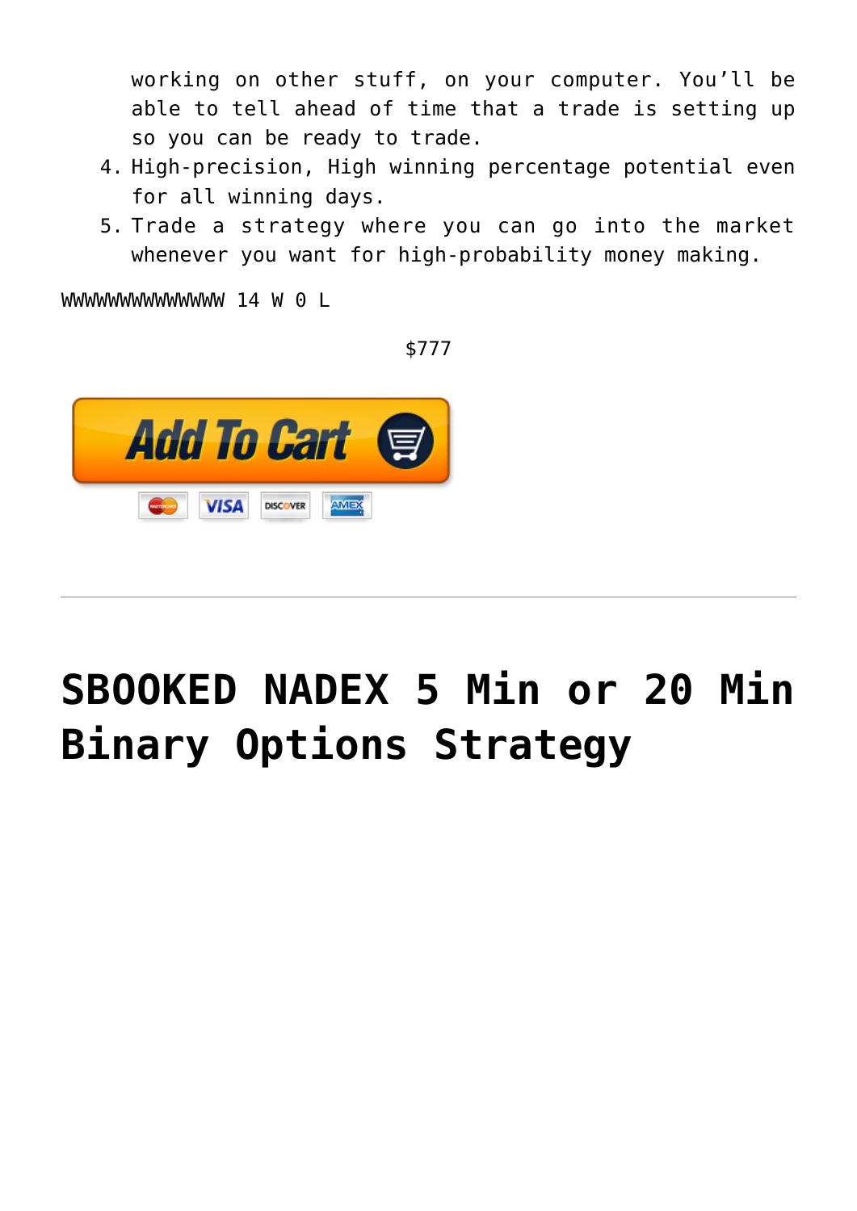working on other stuff, on your computer. You'll be able to tell ahead of time that a trade is setting up so you can be ready to trade.

4. High-precision, High winning percentage potential even for all winning days.
5. Trade a strategy where you can go into the market whenever you want for high-probability money making.

WWWWWWWWWWWWWW 14 W 0 L

$777

# SBOOKED NADEX 5 Min or 20 Min Binary Options Strategy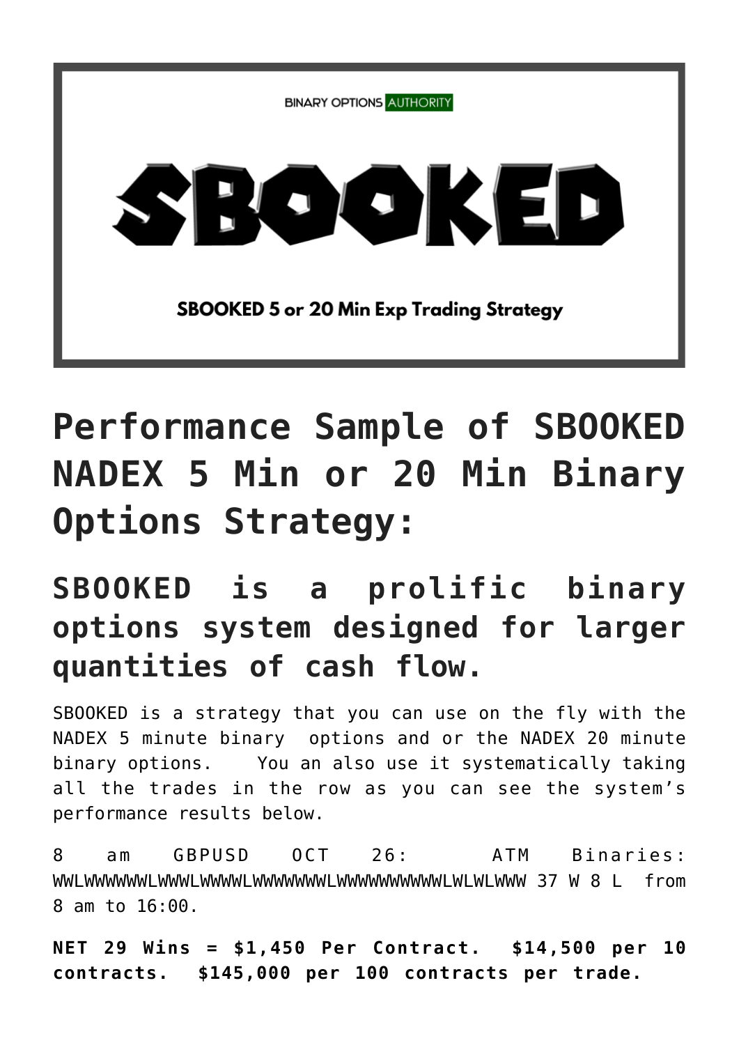BINARY OPTIONS AUTHORITY

# SBOOKED

SBOOKED 5 or 20 Min Exp Trading Strategy

# Performance Sample of SBOOKED NADEX 5 Min or 20 Min Binary Options Strategy:

## SBOOKED is a prolific binary options system designed for larger quantities of cash flow.

SBOOKED is a strategy that you can use on the fly with the NADEX 5 minute binary options and or the NADEX 20 minute binary options. You an also use it systematically taking all the trades in the row as you can see the system's performance results below.

8 am GBPUSD OCT 26: ATM Binaries: WWLWWWWWWLWWWLWWWWLWWWWWWWLWWWWWWWWWWLWLWLWWW 37 W 8 L from 8 am to 16:00.

**NET 29 Wins = $1,450 Per Contract. $14,500 per 10 contracts. $145,000 per 100 contracts per trade.**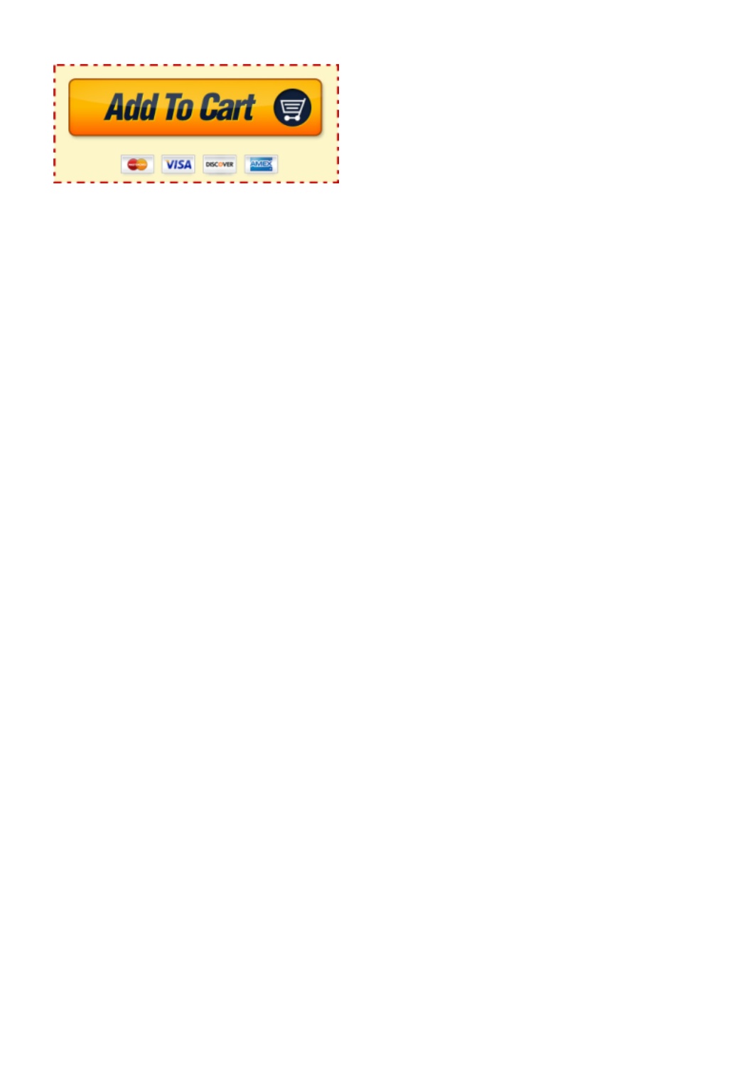Add To Cart

VISA DISCOVER AMEX